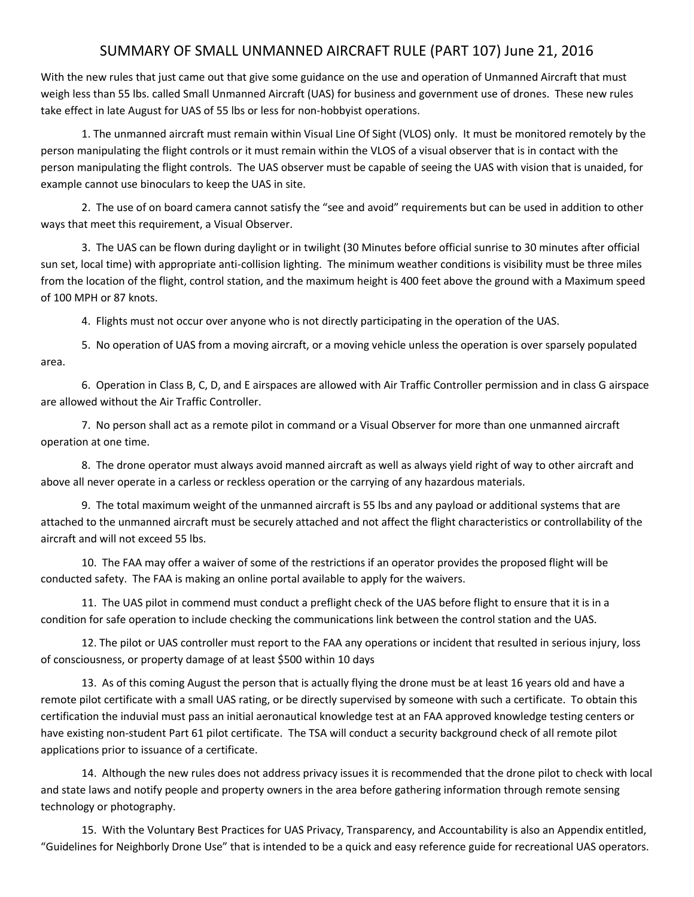# SUMMARY OF SMALL UNMANNED AIRCRAFT RULE (PART 107) June 21, 2016

With the new rules that just came out that give some guidance on the use and operation of Unmanned Aircraft that must weigh less than 55 lbs. called Small Unmanned Aircraft (UAS) for business and government use of drones. These new rules take effect in late August for UAS of 55 lbs or less for non-hobbyist operations.

1. The unmanned aircraft must remain within Visual Line Of Sight (VLOS) only. It must be monitored remotely by the person manipulating the flight controls or it must remain within the VLOS of a visual observer that is in contact with the person manipulating the flight controls. The UAS observer must be capable of seeing the UAS with vision that is unaided, for example cannot use binoculars to keep the UAS in site.

2. The use of on board camera cannot satisfy the "see and avoid" requirements but can be used in addition to other ways that meet this requirement, a Visual Observer.

3. The UAS can be flown during daylight or in twilight (30 Minutes before official sunrise to 30 minutes after official sun set, local time) with appropriate anti-collision lighting. The minimum weather conditions is visibility must be three miles from the location of the flight, control station, and the maximum height is 400 feet above the ground with a Maximum speed of 100 MPH or 87 knots.

4. Flights must not occur over anyone who is not directly participating in the operation of the UAS.

5. No operation of UAS from a moving aircraft, or a moving vehicle unless the operation is over sparsely populated area.

6. Operation in Class B, C, D, and E airspaces are allowed with Air Traffic Controller permission and in class G airspace are allowed without the Air Traffic Controller.

7. No person shall act as a remote pilot in command or a Visual Observer for more than one unmanned aircraft operation at one time.

8. The drone operator must always avoid manned aircraft as well as always yield right of way to other aircraft and above all never operate in a carless or reckless operation or the carrying of any hazardous materials.

9. The total maximum weight of the unmanned aircraft is 55 lbs and any payload or additional systems that are attached to the unmanned aircraft must be securely attached and not affect the flight characteristics or controllability of the aircraft and will not exceed 55 lbs.

10. The FAA may offer a waiver of some of the restrictions if an operator provides the proposed flight will be conducted safety. The FAA is making an online portal available to apply for the waivers.

11. The UAS pilot in commend must conduct a preflight check of the UAS before flight to ensure that it is in a condition for safe operation to include checking the communications link between the control station and the UAS.

12. The pilot or UAS controller must report to the FAA any operations or incident that resulted in serious injury, loss of consciousness, or property damage of at least $500 within 10 days

13. As of this coming August the person that is actually flying the drone must be at least 16 years old and have a remote pilot certificate with a small UAS rating, or be directly supervised by someone with such a certificate. To obtain this certification the induvial must pass an initial aeronautical knowledge test at an FAA approved knowledge testing centers or have existing non-student Part 61 pilot certificate. The TSA will conduct a security background check of all remote pilot applications prior to issuance of a certificate.

14. Although the new rules does not address privacy issues it is recommended that the drone pilot to check with local and state laws and notify people and property owners in the area before gathering information through remote sensing technology or photography.

15. With the Voluntary Best Practices for UAS Privacy, Transparency, and Accountability is also an Appendix entitled, "Guidelines for Neighborly Drone Use" that is intended to be a quick and easy reference guide for recreational UAS operators.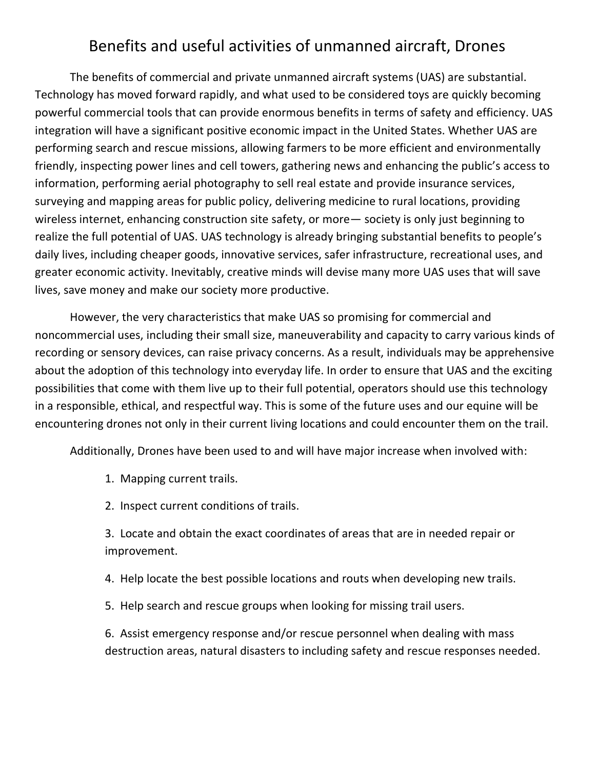# Benefits and useful activities of unmanned aircraft, Drones

The benefits of commercial and private unmanned aircraft systems (UAS) are substantial. Technology has moved forward rapidly, and what used to be considered toys are quickly becoming powerful commercial tools that can provide enormous benefits in terms of safety and efficiency. UAS integration will have a significant positive economic impact in the United States. Whether UAS are performing search and rescue missions, allowing farmers to be more efficient and environmentally friendly, inspecting power lines and cell towers, gathering news and enhancing the public's access to information, performing aerial photography to sell real estate and provide insurance services, surveying and mapping areas for public policy, delivering medicine to rural locations, providing wireless internet, enhancing construction site safety, or more— society is only just beginning to realize the full potential of UAS. UAS technology is already bringing substantial benefits to people's daily lives, including cheaper goods, innovative services, safer infrastructure, recreational uses, and greater economic activity. Inevitably, creative minds will devise many more UAS uses that will save lives, save money and make our society more productive.

However, the very characteristics that make UAS so promising for commercial and noncommercial uses, including their small size, maneuverability and capacity to carry various kinds of recording or sensory devices, can raise privacy concerns. As a result, individuals may be apprehensive about the adoption of this technology into everyday life. In order to ensure that UAS and the exciting possibilities that come with them live up to their full potential, operators should use this technology in a responsible, ethical, and respectful way. This is some of the future uses and our equine will be encountering drones not only in their current living locations and could encounter them on the trail.

Additionally, Drones have been used to and will have major increase when involved with:

1. Mapping current trails.
2. Inspect current conditions of trails.
3. Locate and obtain the exact coordinates of areas that are in needed repair or improvement.
4. Help locate the best possible locations and routs when developing new trails.
5. Help search and rescue groups when looking for missing trail users.
6. Assist emergency response and/or rescue personnel when dealing with mass destruction areas, natural disasters to including safety and rescue responses needed.